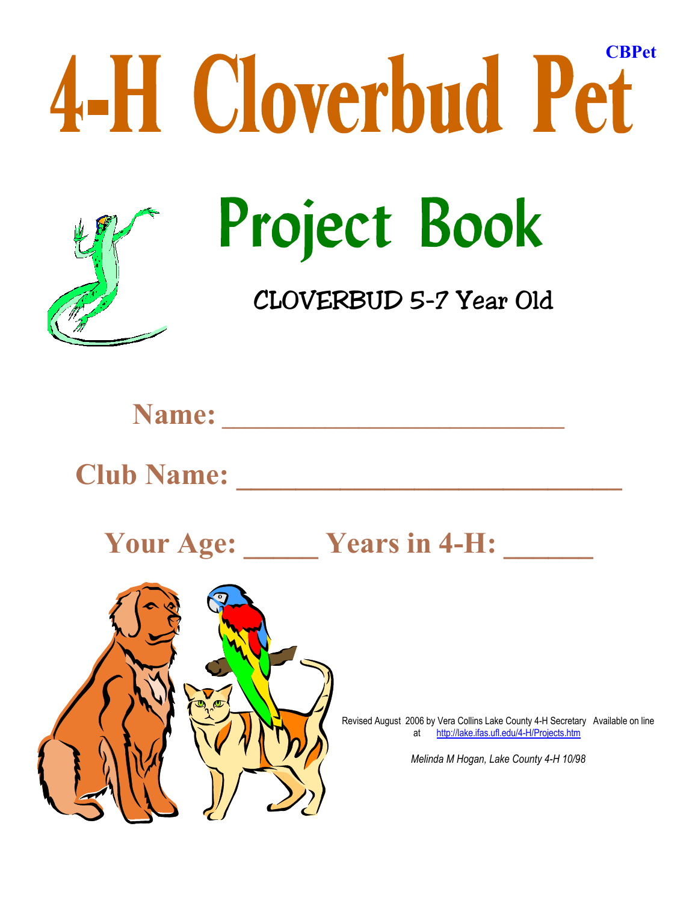CBPet

# 4-H Cloverbud Pet

# Project Book

## CLOVERBUD 5-7 Year Old

**Name:** ________________________

**Club Name:** ___________________________

**Your Age:** _____ **Years in 4-H:** ______

Revised August 2006 by Vera Collins Lake County 4-H Secretary Available on line at http://lake.ifas.ufl.edu/4-H/Projects.htm

*Melinda M Hogan, Lake County 4-H 10/98*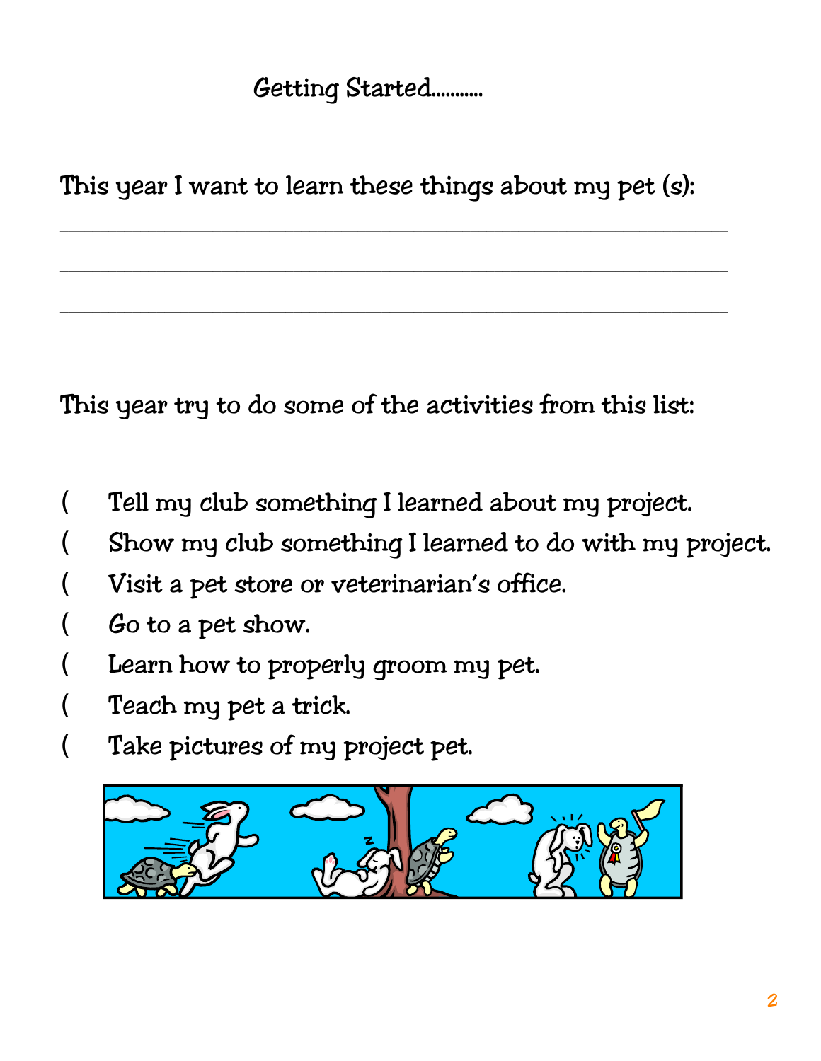# Getting Started..........

This year I want to learn these things about my pet (s):

\_\_\_\_\_\_\_\_\_\_\_\_\_\_\_\_\_\_\_\_\_\_\_\_\_\_\_\_\_\_\_\_\_\_\_\_\_\_\_\_\_\_\_\_\_\_\_\_\_\_\_\_

\_\_\_\_\_\_\_\_\_\_\_\_\_\_\_\_\_\_\_\_\_\_\_\_\_\_\_\_\_\_\_\_\_\_\_\_\_\_\_\_\_\_\_\_\_\_\_\_\_\_\_\_

\_\_\_\_\_\_\_\_\_\_\_\_\_\_\_\_\_\_\_\_\_\_\_\_\_\_\_\_\_\_\_\_\_\_\_\_\_\_\_\_\_\_\_\_\_\_\_\_\_\_\_\_

This year try to do some of the activities from this list:

( Tell my club something I learned about my project.

( Show my club something I learned to do with my project.

( Visit a pet store or veterinarian's office.

( Go to a pet show.

( Learn how to properly groom my pet.

( Teach my pet a trick.

( Take pictures of my project pet.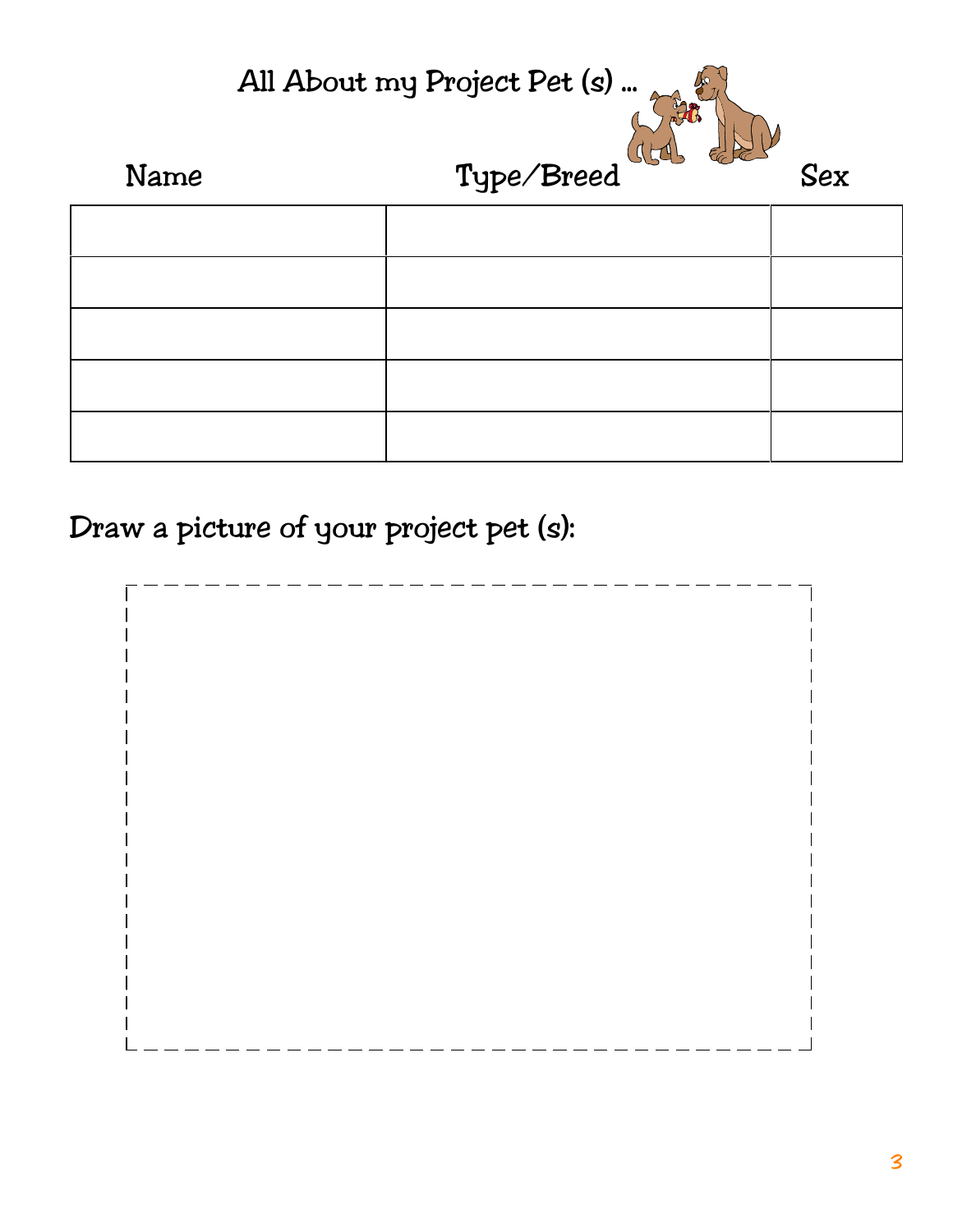## All About my Project Pet (s) ...

| Name | Type/Breed | Sex |
|---|---|---|
| | | |
| | | |
| | | |
| | | |
| | | |

### Draw a picture of your project pet (s):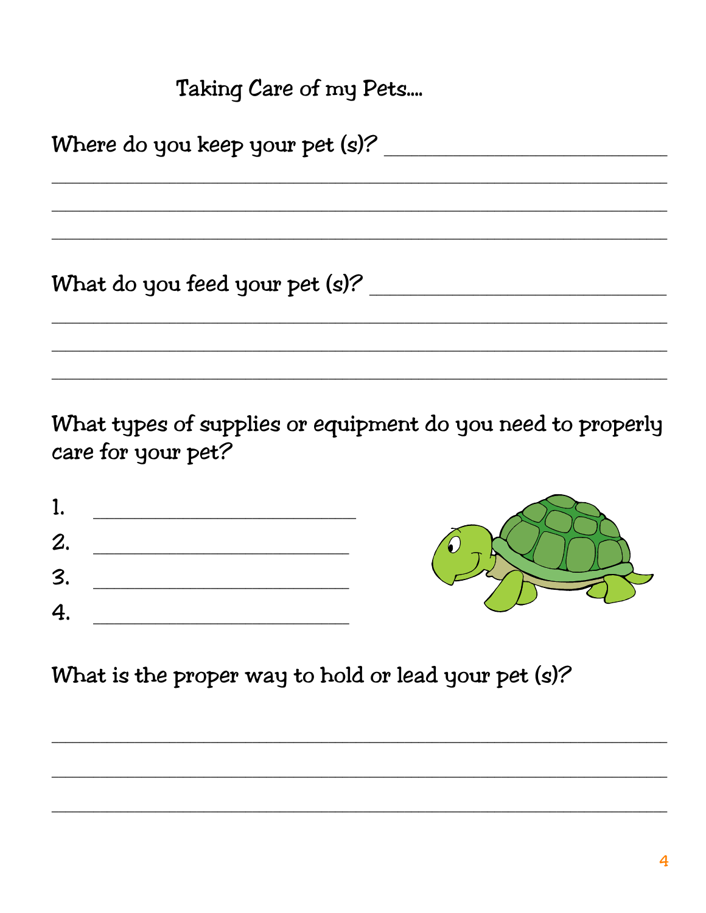# Taking Care of my Pets....

Where do you keep your pet (s)? ______________________________

_________________________________________________________________

_________________________________________________________________

_________________________________________________________________

What do you feed your pet (s)? ______________________________

_________________________________________________________________

_________________________________________________________________

_________________________________________________________________

What types of supplies or equipment do you need to properly care for your pet?

1. ____________________________
2. ____________________________
3. ____________________________
4. ____________________________

What is the proper way to hold or lead your pet (s)?

_________________________________________________________________

_________________________________________________________________

_________________________________________________________________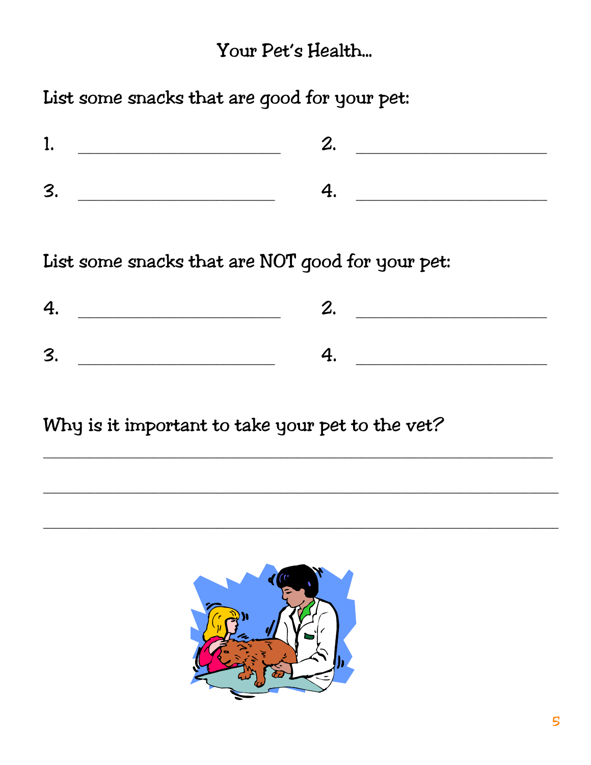# Your Pet's Health...

List some snacks that are good for your pet:

1. ______________________ 2. ______________________

3. ______________________ 4. ______________________

List some snacks that are NOT good for your pet:

4. ______________________ 2. ______________________

3. ______________________ 4. ______________________

Why is it important to take your pet to the vet?

________________________________________________________________

________________________________________________________________

________________________________________________________________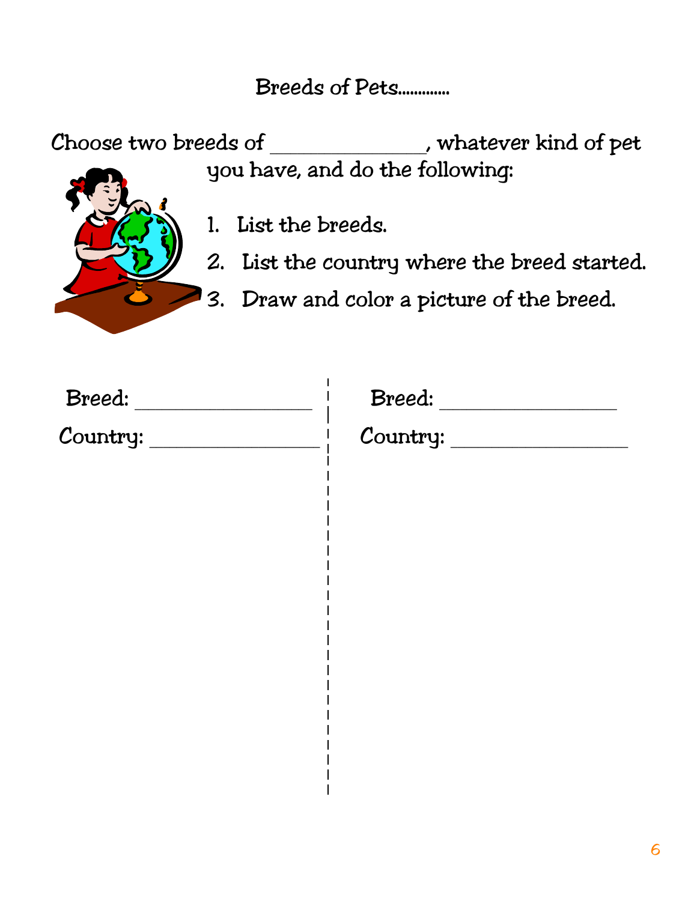# Breeds of Pets............

Choose two breeds of ______________, whatever kind of pet you have, and do the following:

1. List the breeds.
2. List the country where the breed started.
3. Draw and color a picture of the breed.

Breed: ________________

Country: ________________

Breed: ________________

Country: ________________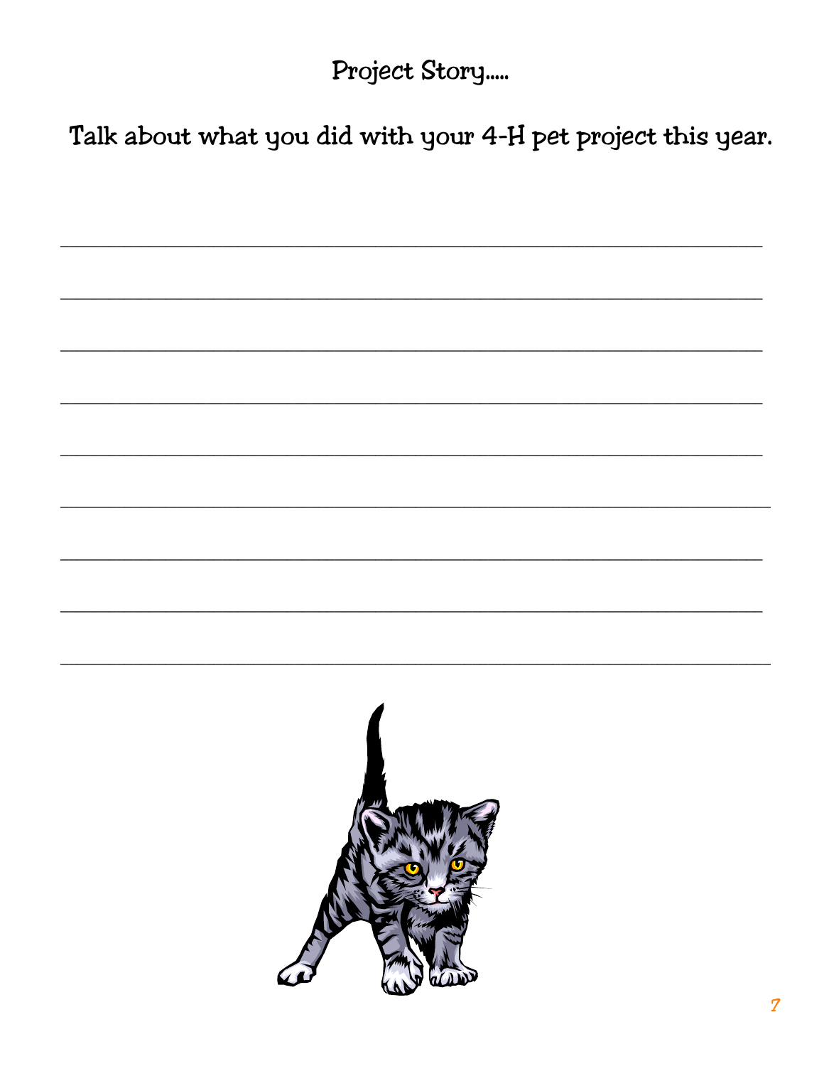# Project Story.....

**Talk about what you did with your 4-H pet project this year.**

\_\_\_\_\_\_\_\_\_\_\_\_\_\_\_\_\_\_\_\_\_\_\_\_\_\_\_\_\_\_\_\_\_\_\_\_\_\_\_\_\_\_\_\_\_\_\_\_\_\_\_\_\_\_\_\_\_\_\_\_\_\_\_\_\_\_\_\_\_\_\_\_

\_\_\_\_\_\_\_\_\_\_\_\_\_\_\_\_\_\_\_\_\_\_\_\_\_\_\_\_\_\_\_\_\_\_\_\_\_\_\_\_\_\_\_\_\_\_\_\_\_\_\_\_\_\_\_\_\_\_\_\_\_\_\_\_\_\_\_\_\_\_\_\_

\_\_\_\_\_\_\_\_\_\_\_\_\_\_\_\_\_\_\_\_\_\_\_\_\_\_\_\_\_\_\_\_\_\_\_\_\_\_\_\_\_\_\_\_\_\_\_\_\_\_\_\_\_\_\_\_\_\_\_\_\_\_\_\_\_\_\_\_\_\_\_\_

\_\_\_\_\_\_\_\_\_\_\_\_\_\_\_\_\_\_\_\_\_\_\_\_\_\_\_\_\_\_\_\_\_\_\_\_\_\_\_\_\_\_\_\_\_\_\_\_\_\_\_\_\_\_\_\_\_\_\_\_\_\_\_\_\_\_\_\_\_\_\_\_

\_\_\_\_\_\_\_\_\_\_\_\_\_\_\_\_\_\_\_\_\_\_\_\_\_\_\_\_\_\_\_\_\_\_\_\_\_\_\_\_\_\_\_\_\_\_\_\_\_\_\_\_\_\_\_\_\_\_\_\_\_\_\_\_\_\_\_\_\_\_\_\_

\_\_\_\_\_\_\_\_\_\_\_\_\_\_\_\_\_\_\_\_\_\_\_\_\_\_\_\_\_\_\_\_\_\_\_\_\_\_\_\_\_\_\_\_\_\_\_\_\_\_\_\_\_\_\_\_\_\_\_\_\_\_\_\_\_\_\_\_\_\_\_\_

\_\_\_\_\_\_\_\_\_\_\_\_\_\_\_\_\_\_\_\_\_\_\_\_\_\_\_\_\_\_\_\_\_\_\_\_\_\_\_\_\_\_\_\_\_\_\_\_\_\_\_\_\_\_\_\_\_\_\_\_\_\_\_\_\_\_\_\_\_\_\_\_

\_\_\_\_\_\_\_\_\_\_\_\_\_\_\_\_\_\_\_\_\_\_\_\_\_\_\_\_\_\_\_\_\_\_\_\_\_\_\_\_\_\_\_\_\_\_\_\_\_\_\_\_\_\_\_\_\_\_\_\_\_\_\_\_\_\_\_\_\_\_\_\_

\_\_\_\_\_\_\_\_\_\_\_\_\_\_\_\_\_\_\_\_\_\_\_\_\_\_\_\_\_\_\_\_\_\_\_\_\_\_\_\_\_\_\_\_\_\_\_\_\_\_\_\_\_\_\_\_\_\_\_\_\_\_\_\_\_\_\_\_\_\_\_\_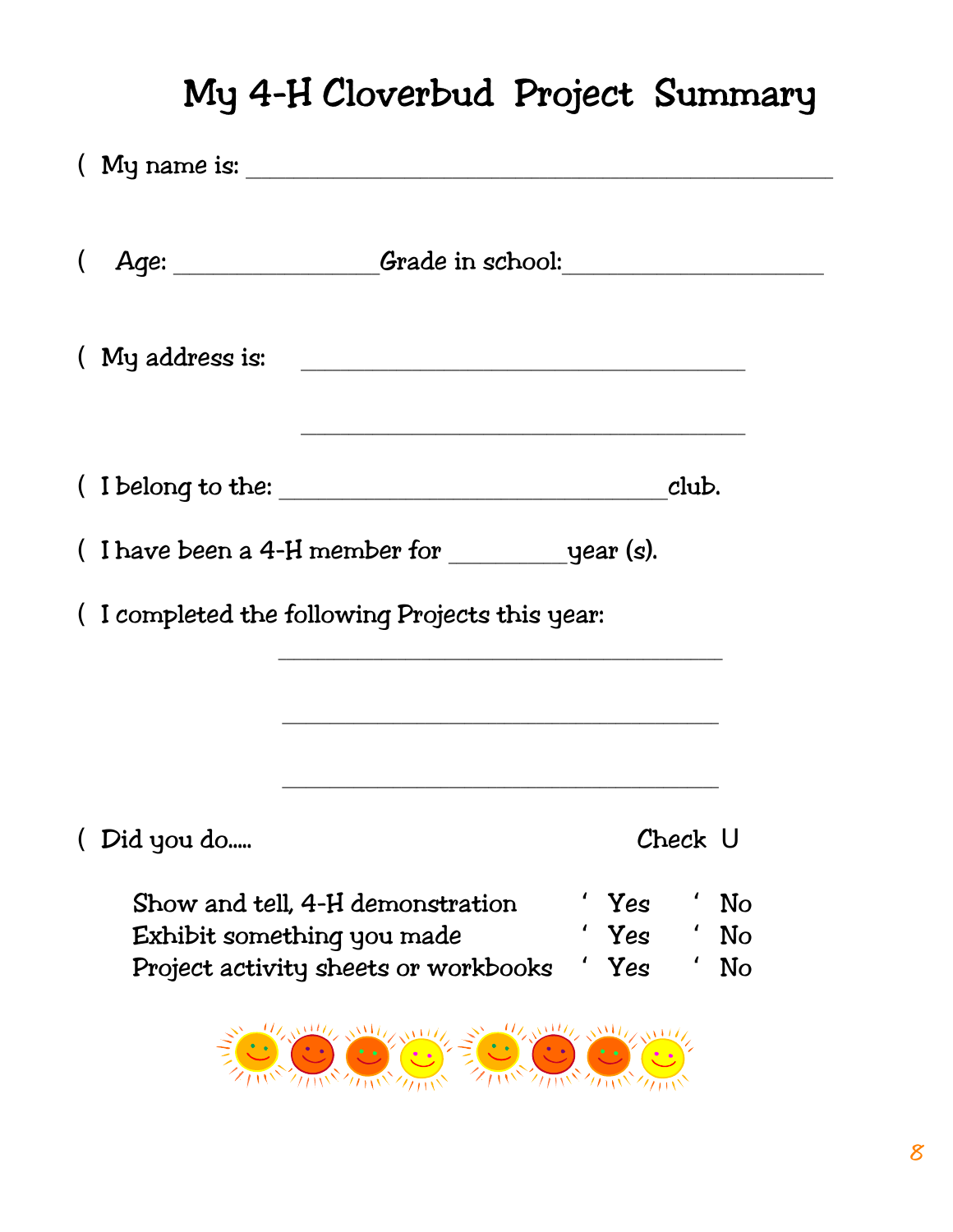# My 4-H Cloverbud Project Summary

( My name is: ______________________________________________

( Age: ________________ Grade in school: ____________________

( My address is: ___________________________________

___________________________________

( I belong to the: ______________________________ club.

( I have been a 4-H member for _________ year (s).

( I completed the following Projects this year:

___________________________________

___________________________________

___________________________________

( Did you do..... Check U

| | | |
|---|---|---|
| Show and tell, 4-H demonstration | ' Yes | ' No |
| Exhibit something you made | ' Yes | ' No |
| Project activity sheets or workbooks | ' Yes | ' No |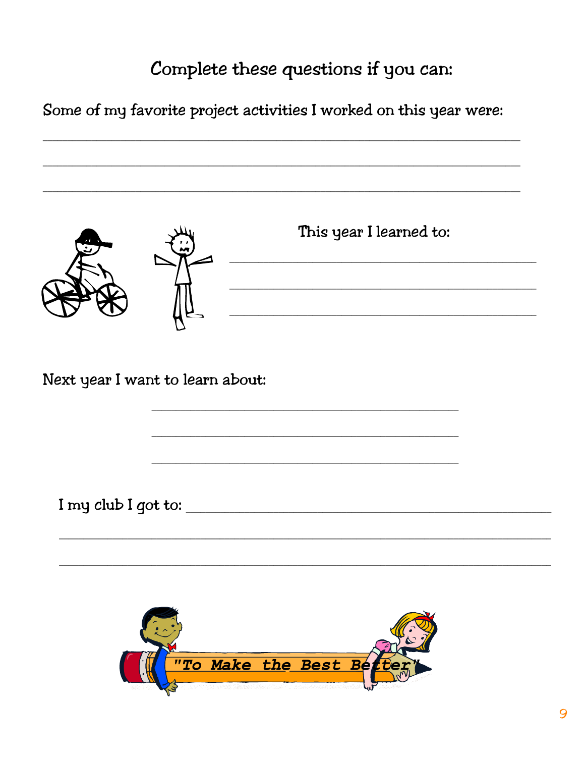## Complete these questions if you can:

Some of my favorite project activities I worked on this year were:

\_\_\_\_\_\_\_\_\_\_\_\_\_\_\_\_\_\_\_\_\_\_\_\_\_\_\_\_\_\_\_\_\_\_\_\_\_\_\_\_\_\_\_\_\_\_\_\_\_\_\_\_\_\_\_\_\_\_\_\_

\_\_\_\_\_\_\_\_\_\_\_\_\_\_\_\_\_\_\_\_\_\_\_\_\_\_\_\_\_\_\_\_\_\_\_\_\_\_\_\_\_\_\_\_\_\_\_\_\_\_\_\_\_\_\_\_\_\_\_\_

\_\_\_\_\_\_\_\_\_\_\_\_\_\_\_\_\_\_\_\_\_\_\_\_\_\_\_\_\_\_\_\_\_\_\_\_\_\_\_\_\_\_\_\_\_\_\_\_\_\_\_\_\_\_\_\_\_\_\_\_

This year I learned to:

\_\_\_\_\_\_\_\_\_\_\_\_\_\_\_\_\_\_\_\_\_\_\_\_\_\_\_\_\_\_\_\_\_\_\_\_\_\_\_\_

\_\_\_\_\_\_\_\_\_\_\_\_\_\_\_\_\_\_\_\_\_\_\_\_\_\_\_\_\_\_\_\_\_\_\_\_\_\_\_\_

\_\_\_\_\_\_\_\_\_\_\_\_\_\_\_\_\_\_\_\_\_\_\_\_\_\_\_\_\_\_\_\_\_\_\_\_\_\_\_\_

Next year I want to learn about:

\_\_\_\_\_\_\_\_\_\_\_\_\_\_\_\_\_\_\_\_\_\_\_\_\_\_\_\_\_\_\_\_\_\_\_\_\_\_\_\_

\_\_\_\_\_\_\_\_\_\_\_\_\_\_\_\_\_\_\_\_\_\_\_\_\_\_\_\_\_\_\_\_\_\_\_\_\_\_\_\_

\_\_\_\_\_\_\_\_\_\_\_\_\_\_\_\_\_\_\_\_\_\_\_\_\_\_\_\_\_\_\_\_\_\_\_\_\_\_\_\_

I my club I got to: \_\_\_\_\_\_\_\_\_\_\_\_\_\_\_\_\_\_\_\_\_\_\_\_\_\_\_\_\_\_\_\_\_\_\_\_\_\_\_\_\_\_\_\_\_\_

\_\_\_\_\_\_\_\_\_\_\_\_\_\_\_\_\_\_\_\_\_\_\_\_\_\_\_\_\_\_\_\_\_\_\_\_\_\_\_\_\_\_\_\_\_\_\_\_\_\_\_\_\_\_\_\_\_\_\_\_

\_\_\_\_\_\_\_\_\_\_\_\_\_\_\_\_\_\_\_\_\_\_\_\_\_\_\_\_\_\_\_\_\_\_\_\_\_\_\_\_\_\_\_\_\_\_\_\_\_\_\_\_\_\_\_\_\_\_\_\_

***"To Make the Best Better"***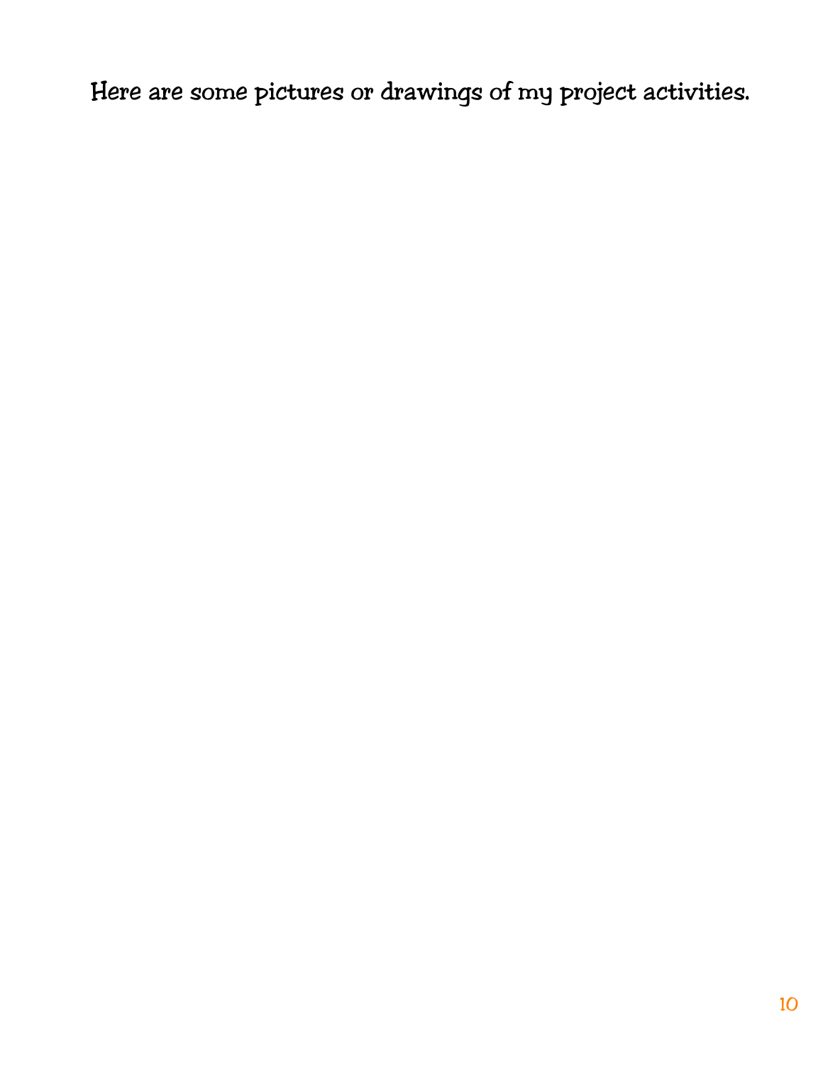Here are some pictures or drawings of my project activities.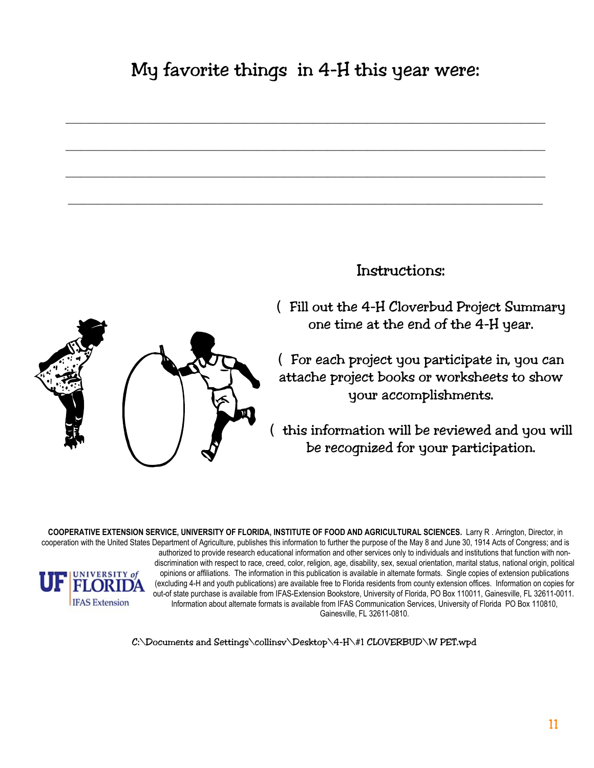## My favorite things in 4-H this year were:

______________________________________________________________________________

______________________________________________________________________________

______________________________________________________________________________

______________________________________________________________________________

### Instructions:

( Fill out the 4-H Cloverbud Project Summary one time at the end of the 4-H year.

( For each project you participate in, you can attache project books or worksheets to show your accomplishments.

( this information will be reviewed and you will be recognized for your participation.

**COOPERATIVE EXTENSION SERVICE, UNIVERSITY OF FLORIDA, INSTITUTE OF FOOD AND AGRICULTURAL SCIENCES.** Larry R . Arrington, Director, in cooperation with the United States Department of Agriculture, publishes this information to further the purpose of the May 8 and June 30, 1914 Acts of Congress; and is authorized to provide research educational information and other services only to individuals and institutions that function with non-discrimination with respect to race, creed, color, religion, age, disability, sex, sexual orientation, marital status, national origin, political opinions or affiliations. The information in this publication is available in alternate formats. Single copies of extension publications (excluding 4-H and youth publications) are available free to Florida residents from county extension offices. Information on copies for out-of state purchase is available from IFAS-Extension Bookstore, University of Florida, PO Box 110011, Gainesville, FL 32611-0011. Information about alternate formats is available from IFAS Communication Services, University of Florida PO Box 110810, Gainesville, FL 32611-0810.

UF UNIVERSITY of FLORIDA IFAS Extension

C:\Documents and Settings\collinsv\Desktop\4-H\#1 CLOVERBUD\W PET.wpd